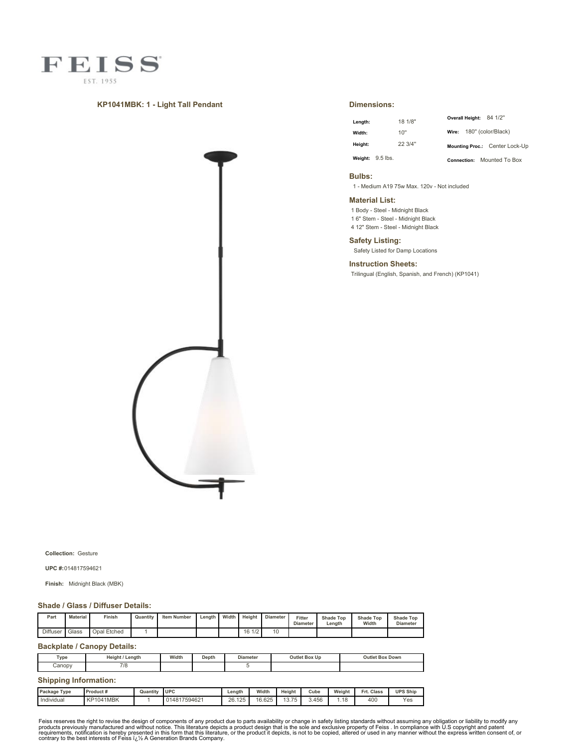# FEISS

EST. 1955

## KP1041MBK: 1 - Light Tall Pendant

## Dimensions:

| | | | |
|---|---|---|---|
| **Length:** | 18 1/8" | **Overall Height:** | 84 1/2" |
| **Width:** | 10" | **Wire:** | 180" (color/Black) |
| **Height:** | 22 3/4" | **Mounting Proc.:** | Center Lock-Up |
| **Weight:** | 9.5 lbs. | **Connection:** | Mounted To Box |

## Bulbs:

1 - Medium A19 75w Max. 120v - Not included

## Material List:

1 Body - Steel - Midnight Black
1 6" Stem - Steel - Midnight Black
4 12" Stem - Steel - Midnight Black

## Safety Listing:

Safety Listed for Damp Locations

## Instruction Sheets:

Trilingual (English, Spanish, and French) (KP1041)

**Collection:** Gesture

**UPC #:** 014817594621

**Finish:** Midnight Black (MBK)

## Shade / Glass / Diffuser Details:

| Part | Material | Finish | Quantity | Item Number | Length | Width | Height | Diameter | Fitter Diameter | Shade Top Length | Shade Top Width | Shade Top Diameter |
|---|---|---|---|---|---|---|---|---|---|---|---|---|
| Diffuser | Glass | Opal Etched | 1 | | | | 16 1/2 | 10 | | | | |

## Backplate / Canopy Details:

| Type | Height / Length | Width | Depth | Diameter | Outlet Box Up | Outlet Box Down |
|---|---|---|---|---|---|---|
| Canopy | 7/8 | | | 5 | | |

## Shipping Information:

| Package Type | Product # | Quantity | UPC | Length | Width | Height | Cube | Weight | Frt. Class | UPS Ship |
|---|---|---|---|---|---|---|---|---|---|---|
| Individual | KP1041MBK | 1 | 014817594621 | 26.125 | 16.625 | 13.75 | 3.456 | 1.18 | 400 | Yes |

Feiss reserves the right to revise the design of components of any product due to parts availability or change in safety listing standards without assuming any obligation or liability to modify any products previously manufactured and without notice. This literature depicts a product design that is the sole and exclusive property of Feiss . In compliance with U.S copyright and patent requirements, notification is hereby presented in this form that this literature, or the product it depicts, is not to be copied, altered or used in any manner without the express written consent of, or contrary to the best interests of Feiss ï¿½ A Generation Brands Company.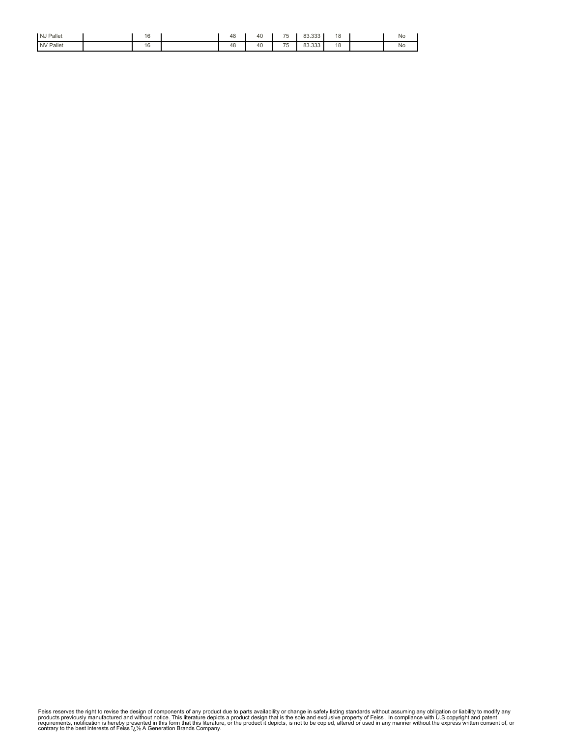| | | | | | | | | | | |
|---|---|---|---|---|---|---|---|---|---|---|
| NJ Pallet | | 16 | | 48 | 40 | 75 | 83.333 | 18 | | No |
| NV Pallet | | 16 | | 48 | 40 | 75 | 83.333 | 18 | | No |

Feiss reserves the right to revise the design of components of any product due to parts availability or change in safety listing standards without assuming any obligation or liability to modify any products previously manufactured and without notice. This literature depicts a product design that is the sole and exclusive property of Feiss . In compliance with U.S copyright and patent requirements, notification is hereby presented in this form that this literature, or the product it depicts, is not to be copied, altered or used in any manner without the express written consent of, or contrary to the best interests of Feiss ï¿½ A Generation Brands Company.